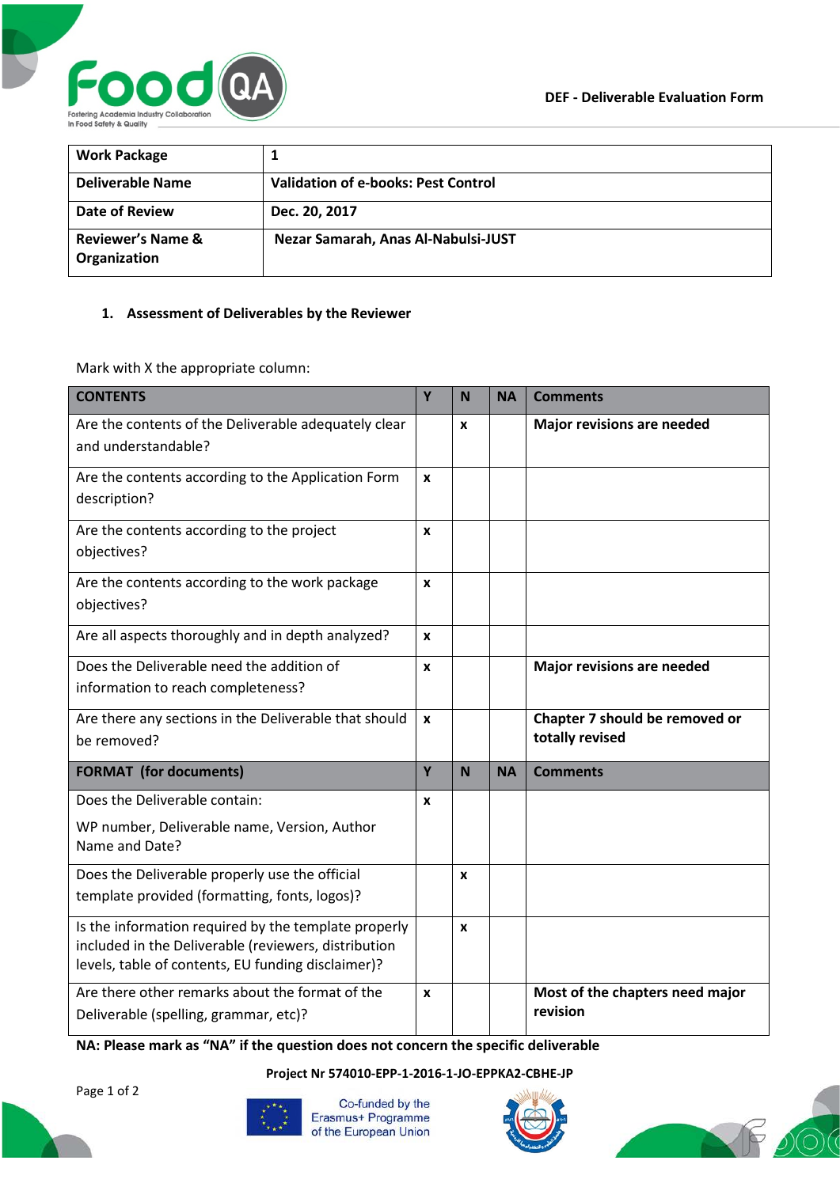DEF - Deliverable Evaluation Form

| Work Package | 1 |
|---|---|
| **Deliverable Name** | **Validation of e-books: Pest Control** |
| **Date of Review** | **Dec. 20, 2017** |
| **Reviewer's Name & Organization** | **Nezar Samarah, Anas Al-Nabulsi-JUST** |

## 1. Assessment of Deliverables by the Reviewer

Mark with X the appropriate column:

| CONTENTS | Y | N | NA | Comments |
|---|---|---|---|---|
| Are the contents of the Deliverable adequately clear and understandable? | | x | | **Major revisions are needed** |
| Are the contents according to the Application Form description? | x | | | |
| Are the contents according to the project objectives? | x | | | |
| Are the contents according to the work package objectives? | x | | | |
| Are all aspects thoroughly and in depth analyzed? | x | | | |
| Does the Deliverable need the addition of information to reach completeness? | x | | | **Major revisions are needed** |
| Are there any sections in the Deliverable that should be removed? | x | | | **Chapter 7 should be removed or totally revised** |
| **FORMAT (for documents)** | **Y** | **N** | **NA** | **Comments** |
| Does the Deliverable contain: WP number, Deliverable name, Version, Author Name and Date? | x | | | |
| Does the Deliverable properly use the official template provided (formatting, fonts, logos)? | | x | | |
| Is the information required by the template properly included in the Deliverable (reviewers, distribution levels, table of contents, EU funding disclaimer)? | | x | | |
| Are there other remarks about the format of the Deliverable (spelling, grammar, etc)? | x | | | **Most of the chapters need major revision** |

**NA: Please mark as "NA" if the question does not concern the specific deliverable**

**Project Nr 574010-EPP-1-2016-1-JO-EPPKA2-CBHE-JP**

Co-funded by the Erasmus+ Programme of the European Union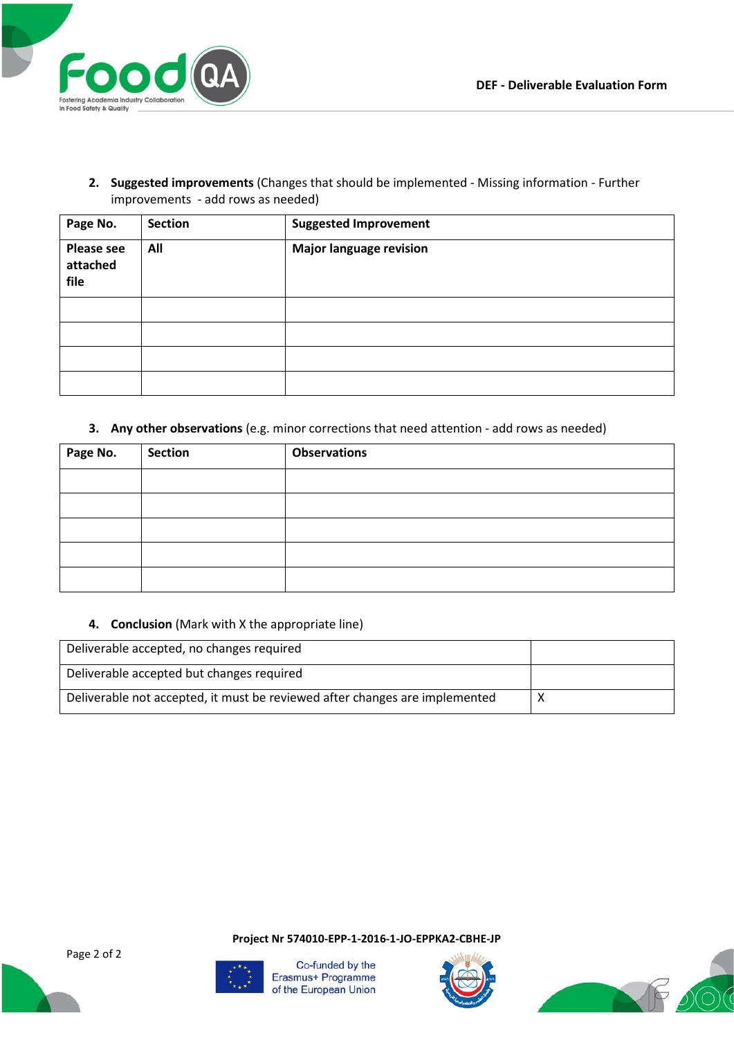2. **Suggested improvements** (Changes that should be implemented - Missing information - Further improvements - add rows as needed)

| Page No. | Section | Suggested Improvement |
| --- | --- | --- |
| **Please see attached file** | **All** | **Major language revision** |
| | | |
| | | |
| | | |
| | | |

3. **Any other observations** (e.g. minor corrections that need attention - add rows as needed)

| Page No. | Section | Observations |
| --- | --- | --- |
| | | |
| | | |
| | | |
| | | |
| | | |

4. **Conclusion** (Mark with X the appropriate line)

| | |
| --- | --- |
| Deliverable accepted, no changes required | |
| Deliverable accepted but changes required | |
| Deliverable not accepted, it must be reviewed after changes are implemented | X |